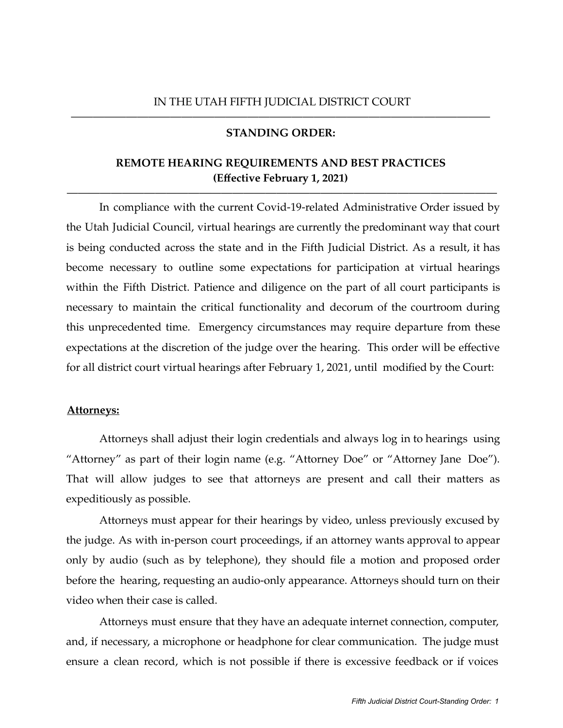IN THE UTAH FIFTH JUDICIAL DISTRICT COURT

---

**STANDING ORDER:**

**REMOTE HEARING REQUIREMENTS AND BEST PRACTICES (Effective February 1, 2021)**

---

In compliance with the current Covid-19-related Administrative Order issued by the Utah Judicial Council, virtual hearings are currently the predominant way that court is being conducted across the state and in the Fifth Judicial District. As a result, it has become necessary to outline some expectations for participation at virtual hearings within the Fifth District. Patience and diligence on the part of all court participants is necessary to maintain the critical functionality and decorum of the courtroom during this unprecedented time. Emergency circumstances may require departure from these expectations at the discretion of the judge over the hearing. This order will be effective for all district court virtual hearings after February 1, 2021, until modified by the Court:

**Attorneys:**

Attorneys shall adjust their login credentials and always log in to hearings using "Attorney" as part of their login name (e.g. "Attorney Doe" or "Attorney Jane Doe"). That will allow judges to see that attorneys are present and call their matters as expeditiously as possible.

Attorneys must appear for their hearings by video, unless previously excused by the judge. As with in-person court proceedings, if an attorney wants approval to appear only by audio (such as by telephone), they should file a motion and proposed order before the hearing, requesting an audio-only appearance. Attorneys should turn on their video when their case is called.

Attorneys must ensure that they have an adequate internet connection, computer, and, if necessary, a microphone or headphone for clear communication. The judge must ensure a clean record, which is not possible if there is excessive feedback or if voices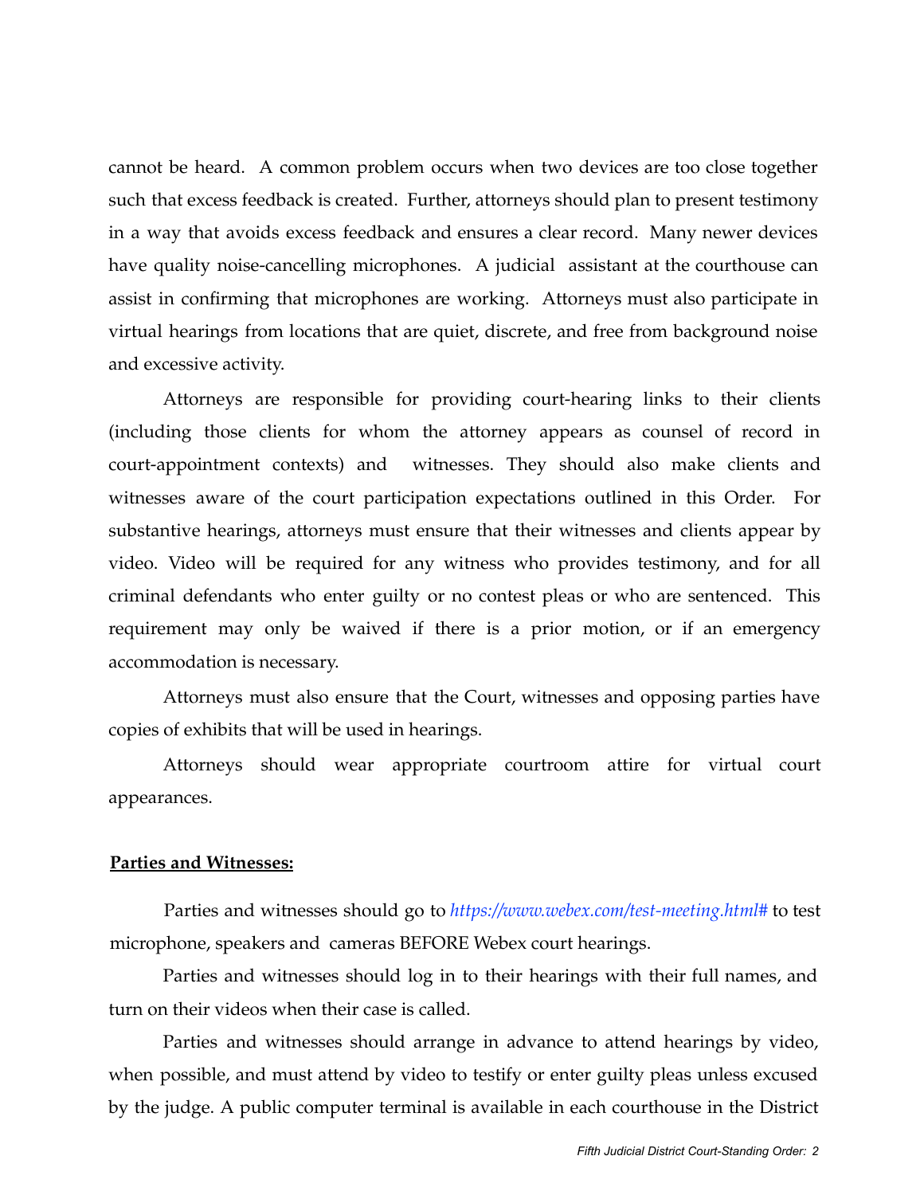cannot be heard. A common problem occurs when two devices are too close together such that excess feedback is created. Further, attorneys should plan to present testimony in a way that avoids excess feedback and ensures a clear record. Many newer devices have quality noise-cancelling microphones. A judicial assistant at the courthouse can assist in confirming that microphones are working. Attorneys must also participate in virtual hearings from locations that are quiet, discrete, and free from background noise and excessive activity.

Attorneys are responsible for providing court-hearing links to their clients (including those clients for whom the attorney appears as counsel of record in court-appointment contexts) and witnesses. They should also make clients and witnesses aware of the court participation expectations outlined in this Order. For substantive hearings, attorneys must ensure that their witnesses and clients appear by video. Video will be required for any witness who provides testimony, and for all criminal defendants who enter guilty or no contest pleas or who are sentenced. This requirement may only be waived if there is a prior motion, or if an emergency accommodation is necessary.

Attorneys must also ensure that the Court, witnesses and opposing parties have copies of exhibits that will be used in hearings.

Attorneys should wear appropriate courtroom attire for virtual court appearances.

**Parties and Witnesses:**

Parties and witnesses should go to *https://www.webex.com/test-meeting.html#* to test microphone, speakers and cameras BEFORE Webex court hearings.

Parties and witnesses should log in to their hearings with their full names, and turn on their videos when their case is called.

Parties and witnesses should arrange in advance to attend hearings by video, when possible, and must attend by video to testify or enter guilty pleas unless excused by the judge. A public computer terminal is available in each courthouse in the District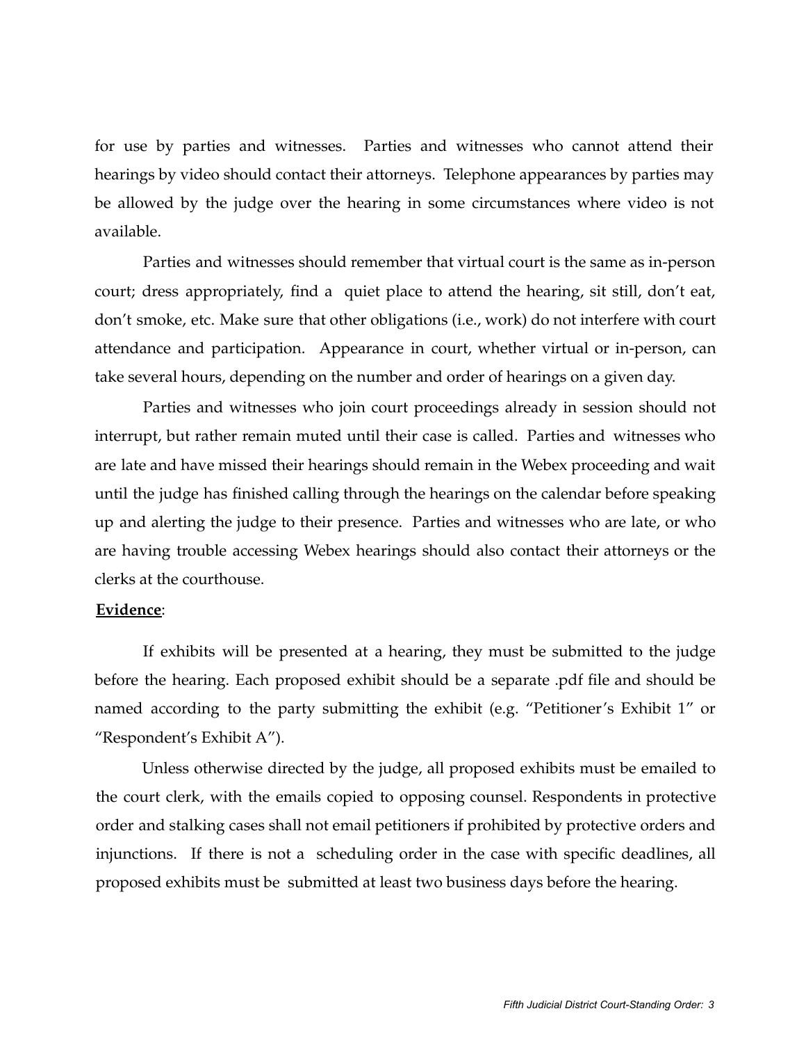for use by parties and witnesses. Parties and witnesses who cannot attend their hearings by video should contact their attorneys. Telephone appearances by parties may be allowed by the judge over the hearing in some circumstances where video is not available.

Parties and witnesses should remember that virtual court is the same as in-person court; dress appropriately, find a quiet place to attend the hearing, sit still, don't eat, don't smoke, etc. Make sure that other obligations (i.e., work) do not interfere with court attendance and participation. Appearance in court, whether virtual or in-person, can take several hours, depending on the number and order of hearings on a given day.

Parties and witnesses who join court proceedings already in session should not interrupt, but rather remain muted until their case is called. Parties and witnesses who are late and have missed their hearings should remain in the Webex proceeding and wait until the judge has finished calling through the hearings on the calendar before speaking up and alerting the judge to their presence. Parties and witnesses who are late, or who are having trouble accessing Webex hearings should also contact their attorneys or the clerks at the courthouse.

**Evidence**:

If exhibits will be presented at a hearing, they must be submitted to the judge before the hearing. Each proposed exhibit should be a separate .pdf file and should be named according to the party submitting the exhibit (e.g. "Petitioner's Exhibit 1" or "Respondent's Exhibit A").

Unless otherwise directed by the judge, all proposed exhibits must be emailed to the court clerk, with the emails copied to opposing counsel. Respondents in protective order and stalking cases shall not email petitioners if prohibited by protective orders and injunctions. If there is not a scheduling order in the case with specific deadlines, all proposed exhibits must be submitted at least two business days before the hearing.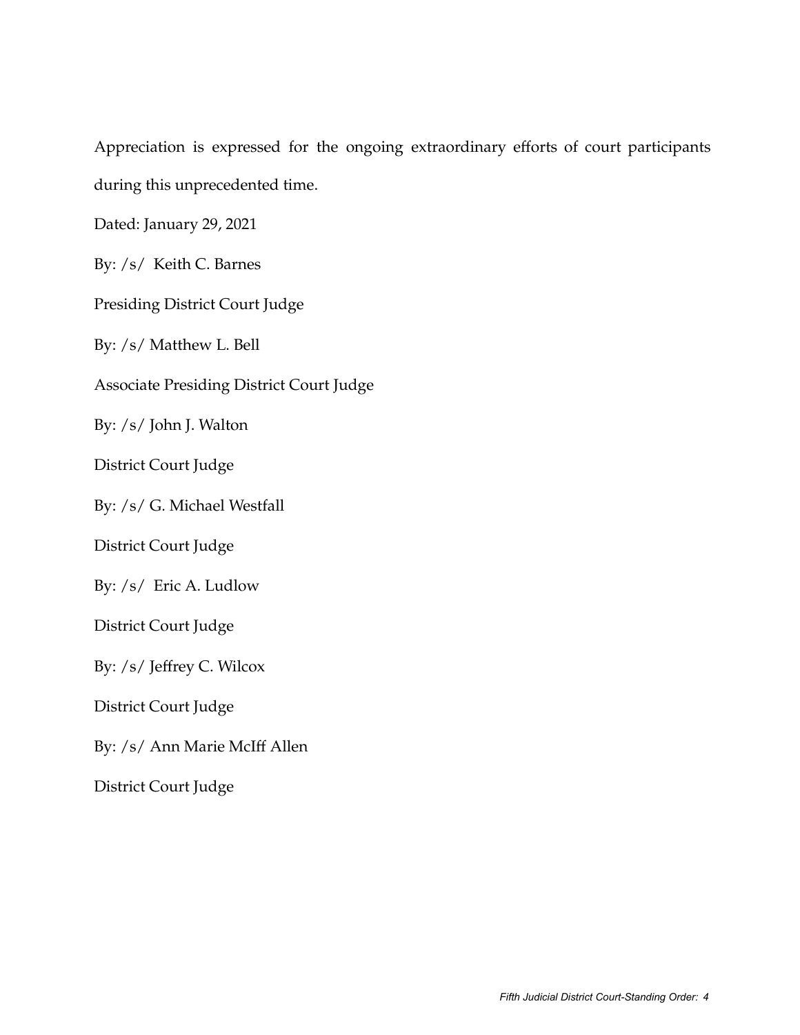Appreciation is expressed for the ongoing extraordinary efforts of court participants during this unprecedented time.

Dated: January 29, 2021

By: /s/ Keith C. Barnes

Presiding District Court Judge

By: /s/ Matthew L. Bell

Associate Presiding District Court Judge

By: /s/ John J. Walton

District Court Judge

By: /s/ G. Michael Westfall

District Court Judge

By: /s/ Eric A. Ludlow

District Court Judge

By: /s/ Jeffrey C. Wilcox

District Court Judge

By: /s/ Ann Marie McIff Allen

District Court Judge